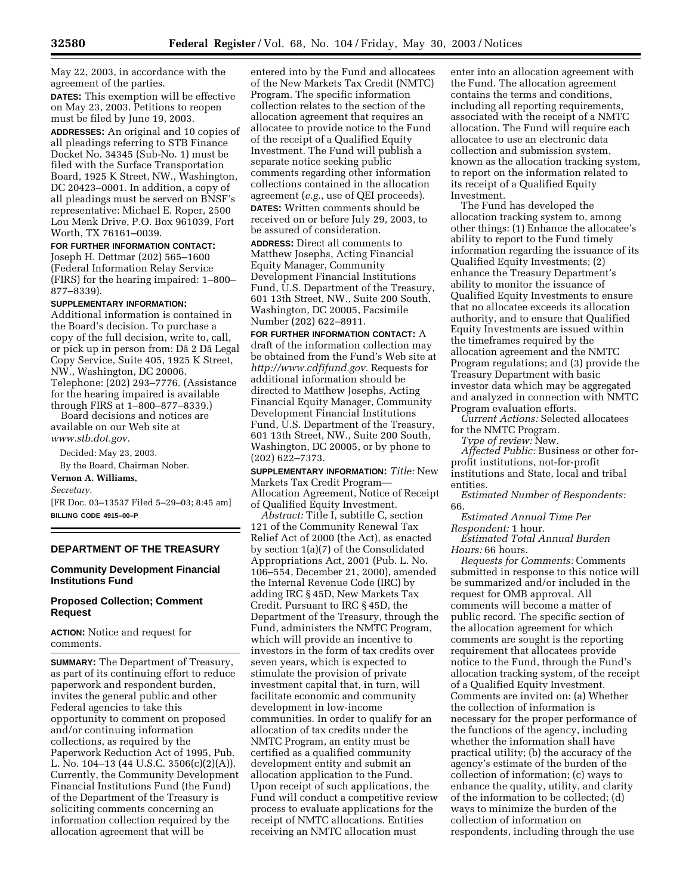May 22, 2003, in accordance with the agreement of the parties.

**DATES:** This exemption will be effective on May 23, 2003. Petitions to reopen must be filed by June 19, 2003.

**ADDRESSES:** An original and 10 copies of all pleadings referring to STB Finance Docket No. 34345 (Sub-No. 1) must be filed with the Surface Transportation Board, 1925 K Street, NW., Washington, DC 20423–0001. In addition, a copy of all pleadings must be served on BNSF's representative: Michael E. Roper, 2500 Lou Menk Drive, P.O. Box 961039, Fort Worth, TX 76161–0039.

**FOR FURTHER INFORMATION CONTACT:** Joseph H. Dettmar (202) 565–1600 (Federal Information Relay Service (FIRS) for the hearing impaired: 1–800–877–8339).

**SUPPLEMENTARY INFORMATION:** Additional information is contained in the Board's decision. To purchase a copy of the full decision, write to, call, or pick up in person from: Dā 2 Dā Legal Copy Service, Suite 405, 1925 K Street, NW., Washington, DC 20006. Telephone: (202) 293–7776. (Assistance for the hearing impaired is available through FIRS at 1–800–877–8339.)

Board decisions and notices are available on our Web site at *www.stb.dot.gov.*

Decided: May 23, 2003.

By the Board, Chairman Nober.

**Vernon A. Williams,**

*Secretary.*

[FR Doc. 03–13537 Filed 5–29–03; 8:45 am]

**BILLING CODE 4915–00–P**

## DEPARTMENT OF THE TREASURY

### Community Development Financial Institutions Fund

### Proposed Collection; Comment Request

**ACTION:** Notice and request for comments.

**SUMMARY:** The Department of Treasury, as part of its continuing effort to reduce paperwork and respondent burden, invites the general public and other Federal agencies to take this opportunity to comment on proposed and/or continuing information collections, as required by the Paperwork Reduction Act of 1995, Pub. L. No. 104–13 (44 U.S.C. 3506(c)(2)(A)). Currently, the Community Development Financial Institutions Fund (the Fund) of the Department of the Treasury is soliciting comments concerning an information collection required by the allocation agreement that will be entered into by the Fund and allocatees of the New Markets Tax Credit (NMTC) Program. The specific information collection relates to the section of the allocation agreement that requires an allocatee to provide notice to the Fund of the receipt of a Qualified Equity Investment. The Fund will publish a separate notice seeking public comments regarding other information collections contained in the allocation agreement (*e.g.*, use of QEI proceeds).

**DATES:** Written comments should be received on or before July 29, 2003, to be assured of consideration.

**ADDRESS:** Direct all comments to Matthew Josephs, Acting Financial Equity Manager, Community Development Financial Institutions Fund, U.S. Department of the Treasury, 601 13th Street, NW., Suite 200 South, Washington, DC 20005, Facsimile Number (202) 622–8911.

**FOR FURTHER INFORMATION CONTACT:** A draft of the information collection may be obtained from the Fund's Web site at *http://www.cdfifund.gov.* Requests for additional information should be directed to Matthew Josephs, Acting Financial Equity Manager, Community Development Financial Institutions Fund, U.S. Department of the Treasury, 601 13th Street, NW., Suite 200 South, Washington, DC 20005, or by phone to (202) 622–7373.

**SUPPLEMENTARY INFORMATION:** *Title:* New Markets Tax Credit Program—Allocation Agreement, Notice of Receipt of Qualified Equity Investment.

*Abstract:* Title I, subtitle C, section 121 of the Community Renewal Tax Relief Act of 2000 (the Act), as enacted by section 1(a)(7) of the Consolidated Appropriations Act, 2001 (Pub. L. No. 106–554, December 21, 2000), amended the Internal Revenue Code (IRC) by adding IRC § 45D, New Markets Tax Credit. Pursuant to IRC § 45D, the Department of the Treasury, through the Fund, administers the NMTC Program, which will provide an incentive to investors in the form of tax credits over seven years, which is expected to stimulate the provision of private investment capital that, in turn, will facilitate economic and community development in low-income communities. In order to qualify for an allocation of tax credits under the NMTC Program, an entity must be certified as a qualified community development entity and submit an allocation application to the Fund. Upon receipt of such applications, the Fund will conduct a competitive review process to evaluate applications for the receipt of NMTC allocations. Entities receiving an NMTC allocation must enter into an allocation agreement with the Fund. The allocation agreement contains the terms and conditions, including all reporting requirements, associated with the receipt of a NMTC allocation. The Fund will require each allocatee to use an electronic data collection and submission system, known as the allocation tracking system, to report on the information related to its receipt of a Qualified Equity Investment.

The Fund has developed the allocation tracking system to, among other things: (1) Enhance the allocatee's ability to report to the Fund timely information regarding the issuance of its Qualified Equity Investments; (2) enhance the Treasury Department's ability to monitor the issuance of Qualified Equity Investments to ensure that no allocatee exceeds its allocation authority, and to ensure that Qualified Equity Investments are issued within the timeframes required by the allocation agreement and the NMTC Program regulations; and (3) provide the Treasury Department with basic investor data which may be aggregated and analyzed in connection with NMTC Program evaluation efforts.

*Current Actions:* Selected allocatees for the NMTC Program.

*Type of review:* New.

*Affected Public:* Business or other for-profit institutions, not-for-profit institutions and State, local and tribal entities.

*Estimated Number of Respondents:* 66.

*Estimated Annual Time Per Respondent:* 1 hour.

*Estimated Total Annual Burden Hours:* 66 hours.

*Requests for Comments:* Comments submitted in response to this notice will be summarized and/or included in the request for OMB approval. All comments will become a matter of public record. The specific section of the allocation agreement for which comments are sought is the reporting requirement that allocatees provide notice to the Fund, through the Fund's allocation tracking system, of the receipt of a Qualified Equity Investment. Comments are invited on: (a) Whether the collection of information is necessary for the proper performance of the functions of the agency, including whether the information shall have practical utility; (b) the accuracy of the agency's estimate of the burden of the collection of information; (c) ways to enhance the quality, utility, and clarity of the information to be collected; (d) ways to minimize the burden of the collection of information on respondents, including through the use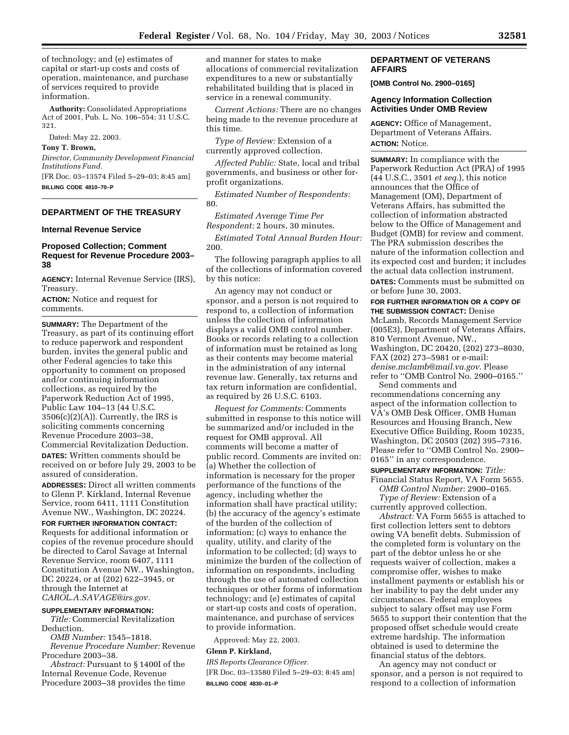of technology; and (e) estimates of capital or start-up costs and costs of operation, maintenance, and purchase of services required to provide information.

**Authority:** Consolidated Appropriations Act of 2001, Pub. L. No. 106–554; 31 U.S.C. 321.

Dated: May 22, 2003.

**Tony T. Brown,**

*Director, Community Development Financial Institutions Fund.*

[FR Doc. 03–13574 Filed 5–29–03; 8:45 am]

**BILLING CODE 4810–70–P**

---

## DEPARTMENT OF THE TREASURY

### Internal Revenue Service

### Proposed Collection; Comment Request for Revenue Procedure 2003–38

**AGENCY:** Internal Revenue Service (IRS), Treasury.

**ACTION:** Notice and request for comments.

**SUMMARY:** The Department of the Treasury, as part of its continuing effort to reduce paperwork and respondent burden, invites the general public and other Federal agencies to take this opportunity to comment on proposed and/or continuing information collections, as required by the Paperwork Reduction Act of 1995, Public Law 104–13 (44 U.S.C. 3506(c)(2)(A)). Currently, the IRS is soliciting comments concerning Revenue Procedure 2003–38, Commercial Revitalization Deduction.

**DATES:** Written comments should be received on or before July 29, 2003 to be assured of consideration.

**ADDRESSES:** Direct all written comments to Glenn P. Kirkland, Internal Revenue Service, room 6411, 1111 Constitution Avenue NW., Washington, DC 20224.

**FOR FURTHER INFORMATION CONTACT:** Requests for additional information or copies of the revenue procedure should be directed to Carol Savage at Internal Revenue Service, room 6407, 1111 Constitution Avenue NW., Washington, DC 20224, or at (202) 622–3945, or through the Internet at *CAROL.A.SAVAGE@irs.gov.*

**SUPPLEMENTARY INFORMATION:**

*Title:* Commercial Revitalization Deduction.

*OMB Number:* 1545–1818.

*Revenue Procedure Number:* Revenue Procedure 2003–38.

*Abstract:* Pursuant to § 1400I of the Internal Revenue Code, Revenue Procedure 2003–38 provides the time and manner for states to make allocations of commercial revitalization expenditures to a new or substantially rehabilitated building that is placed in service in a renewal community.

*Current Actions:* There are no changes being made to the revenue procedure at this time.

*Type of Review:* Extension of a currently approved collection.

*Affected Public:* State, local and tribal governments, and business or other for-profit organizations.

*Estimated Number of Respondents:* 80.

*Estimated Average Time Per Respondent:* 2 hours, 30 minutes.

*Estimated Total Annual Burden Hour:* 200.

The following paragraph applies to all of the collections of information covered by this notice:

An agency may not conduct or sponsor, and a person is not required to respond to, a collection of information unless the collection of information displays a valid OMB control number. Books or records relating to a collection of information must be retained as long as their contents may become material in the administration of any internal revenue law. Generally, tax returns and tax return information are confidential, as required by 26 U.S.C. 6103.

*Request for Comments:* Comments submitted in response to this notice will be summarized and/or included in the request for OMB approval. All comments will become a matter of public record. Comments are invited on: (a) Whether the collection of information is necessary for the proper performance of the functions of the agency, including whether the information shall have practical utility; (b) the accuracy of the agency's estimate of the burden of the collection of information; (c) ways to enhance the quality, utility, and clarity of the information to be collected; (d) ways to minimize the burden of the collection of information on respondents, including through the use of automated collection techniques or other forms of information technology; and (e) estimates of capital or start-up costs and costs of operation, maintenance, and purchase of services to provide information.

Approved: May 22, 2003.

**Glenn P. Kirkland,**

*IRS Reports Clearance Officer.*

[FR Doc. 03–13580 Filed 5–29–03; 8:45 am]

**BILLING CODE 4830–01–P**

---

## DEPARTMENT OF VETERANS AFFAIRS

**[OMB Control No. 2900–0165]**

### Agency Information Collection Activities Under OMB Review

**AGENCY:** Office of Management, Department of Veterans Affairs.

**ACTION:** Notice.

**SUMMARY:** In compliance with the Paperwork Reduction Act (PRA) of 1995 (44 U.S.C., 3501 *et seq.*), this notice announces that the Office of Management (OM), Department of Veterans Affairs, has submitted the collection of information abstracted below to the Office of Management and Budget (OMB) for review and comment. The PRA submission describes the nature of the information collection and its expected cost and burden; it includes the actual data collection instrument.

**DATES:** Comments must be submitted on or before June 30, 2003.

**FOR FURTHER INFORMATION OR A COPY OF THE SUBMISSION CONTACT:** Denise McLamb, Records Management Service (005E3), Department of Veterans Affairs, 810 Vermont Avenue, NW., Washington, DC 20420, (202) 273–8030, FAX (202) 273–5981 or e-mail: *denise.mclamb@mail.va.gov*. Please refer to "OMB Control No. 2900–0165."

Send comments and recommendations concerning any aspect of the information collection to VA's OMB Desk Officer, OMB Human Resources and Housing Branch, New Executive Office Building, Room 10235, Washington, DC 20503 (202) 395–7316. Please refer to "OMB Control No. 2900–0165" in any correspondence.

**SUPPLEMENTARY INFORMATION:** *Title:* Financial Status Report, VA Form 5655.

*OMB Control Number:* 2900–0165.

*Type of Review:* Extension of a currently approved collection.

*Abstract:* VA Form 5655 is attached to first collection letters sent to debtors owing VA benefit debts. Submission of the completed form is voluntary on the part of the debtor unless he or she requests waiver of collection, makes a compromise offer, wishes to make installment payments or establish his or her inability to pay the debt under any circumstances. Federal employees subject to salary offset may use Form 5655 to support their contention that the proposed offset schedule would create extreme hardship. The information obtained is used to determine the financial status of the debtors.

An agency may not conduct or sponsor, and a person is not required to respond to a collection of information